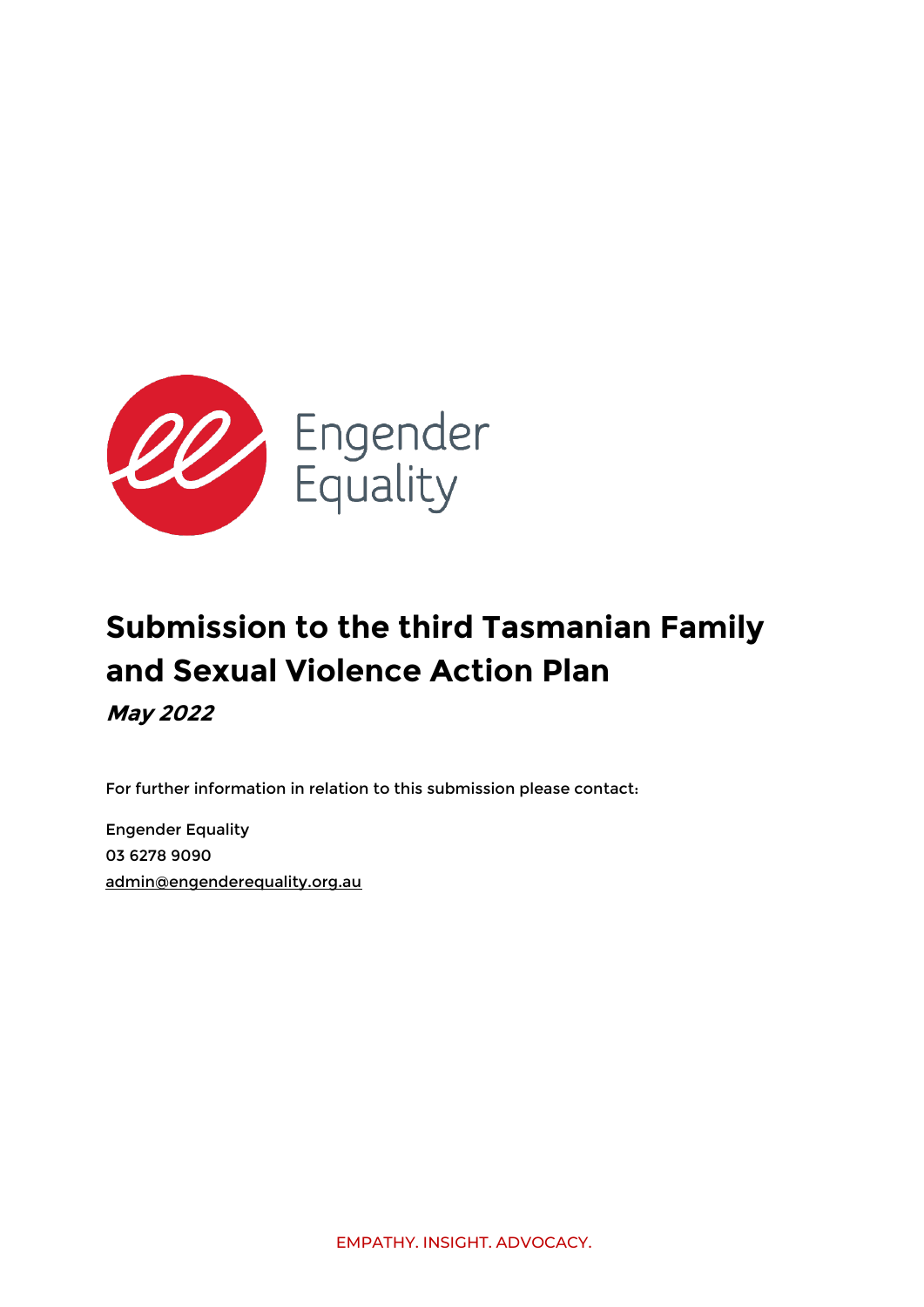Engender Equality

# Submission to the third Tasmanian Family and Sexual Violence Action Plan

***May 2022***

For further information in relation to this submission please contact:

Engender Equality
03 6278 9090
admin@engenderequality.org.au

EMPATHY. INSIGHT. ADVOCACY.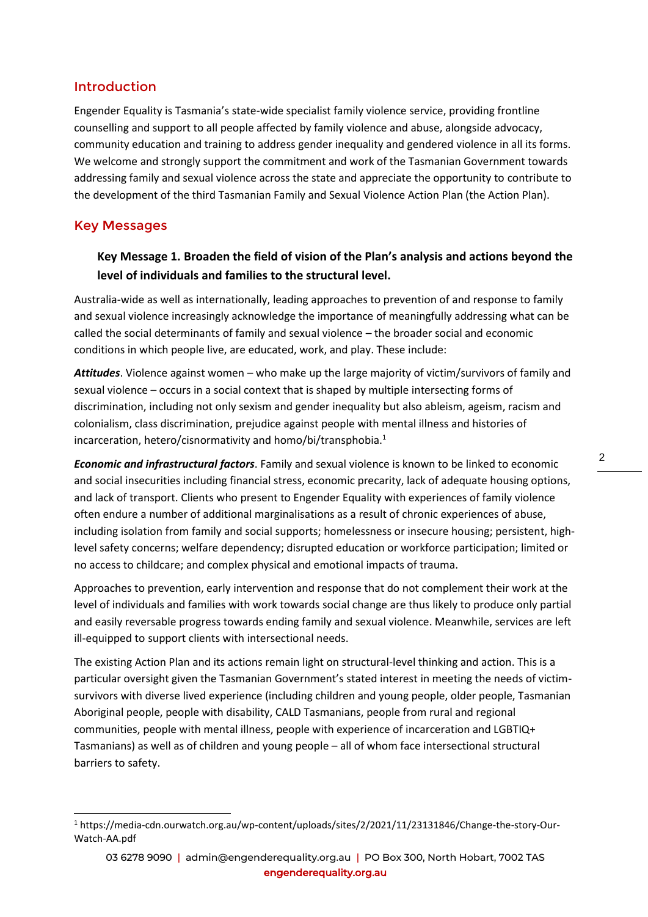## Introduction

Engender Equality is Tasmania's state-wide specialist family violence service, providing frontline counselling and support to all people affected by family violence and abuse, alongside advocacy, community education and training to address gender inequality and gendered violence in all its forms. We welcome and strongly support the commitment and work of the Tasmanian Government towards addressing family and sexual violence across the state and appreciate the opportunity to contribute to the development of the third Tasmanian Family and Sexual Violence Action Plan (the Action Plan).

## Key Messages

### Key Message 1. Broaden the field of vision of the Plan's analysis and actions beyond the level of individuals and families to the structural level.

Australia-wide as well as internationally, leading approaches to prevention of and response to family and sexual violence increasingly acknowledge the importance of meaningfully addressing what can be called the social determinants of family and sexual violence – the broader social and economic conditions in which people live, are educated, work, and play. These include:

***Attitudes***. Violence against women – who make up the large majority of victim/survivors of family and sexual violence – occurs in a social context that is shaped by multiple intersecting forms of discrimination, including not only sexism and gender inequality but also ableism, ageism, racism and colonialism, class discrimination, prejudice against people with mental illness and histories of incarceration, hetero/cisnormativity and homo/bi/transphobia.[1]

***Economic and infrastructural factors***. Family and sexual violence is known to be linked to economic and social insecurities including financial stress, economic precarity, lack of adequate housing options, and lack of transport. Clients who present to Engender Equality with experiences of family violence often endure a number of additional marginalisations as a result of chronic experiences of abuse, including isolation from family and social supports; homelessness or insecure housing; persistent, high-level safety concerns; welfare dependency; disrupted education or workforce participation; limited or no access to childcare; and complex physical and emotional impacts of trauma.

Approaches to prevention, early intervention and response that do not complement their work at the level of individuals and families with work towards social change are thus likely to produce only partial and easily reversable progress towards ending family and sexual violence. Meanwhile, services are left ill-equipped to support clients with intersectional needs.

The existing Action Plan and its actions remain light on structural-level thinking and action. This is a particular oversight given the Tasmanian Government's stated interest in meeting the needs of victim-survivors with diverse lived experience (including children and young people, older people, Tasmanian Aboriginal people, people with disability, CALD Tasmanians, people from rural and regional communities, people with mental illness, people with experience of incarceration and LGBTIQ+ Tasmanians) as well as of children and young people – all of whom face intersectional structural barriers to safety.

---

[1] https://media-cdn.ourwatch.org.au/wp-content/uploads/sites/2/2021/11/23131846/Change-the-story-Our-Watch-AA.pdf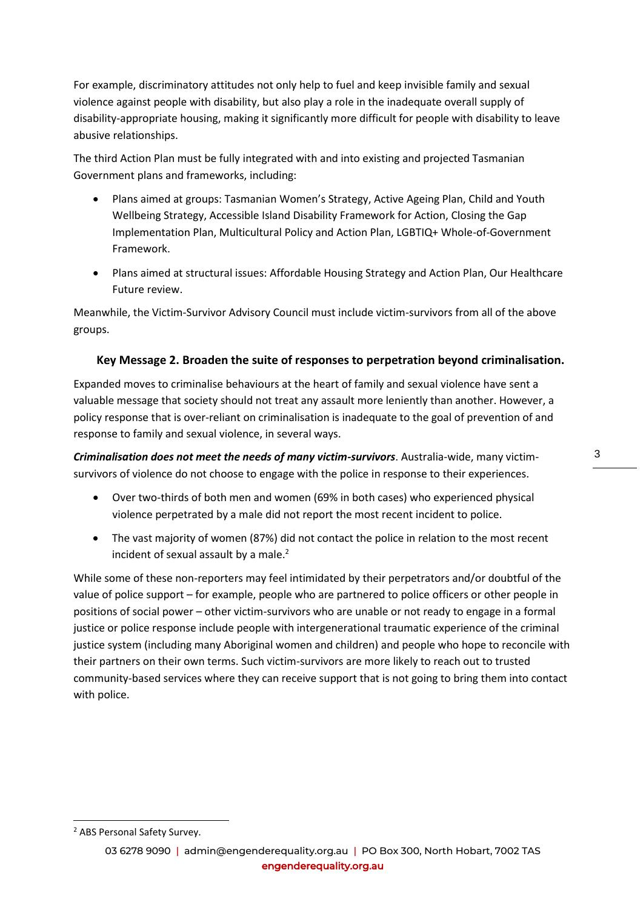For example, discriminatory attitudes not only help to fuel and keep invisible family and sexual violence against people with disability, but also play a role in the inadequate overall supply of disability-appropriate housing, making it significantly more difficult for people with disability to leave abusive relationships.

The third Action Plan must be fully integrated with and into existing and projected Tasmanian Government plans and frameworks, including:

- Plans aimed at groups: Tasmanian Women's Strategy, Active Ageing Plan, Child and Youth Wellbeing Strategy, Accessible Island Disability Framework for Action, Closing the Gap Implementation Plan, Multicultural Policy and Action Plan, LGBTIQ+ Whole-of-Government Framework.
- Plans aimed at structural issues: Affordable Housing Strategy and Action Plan, Our Healthcare Future review.

Meanwhile, the Victim-Survivor Advisory Council must include victim-survivors from all of the above groups.

### Key Message 2. Broaden the suite of responses to perpetration beyond criminalisation.

Expanded moves to criminalise behaviours at the heart of family and sexual violence have sent a valuable message that society should not treat any assault more leniently than another. However, a policy response that is over-reliant on criminalisation is inadequate to the goal of prevention of and response to family and sexual violence, in several ways.

***Criminalisation does not meet the needs of many victim-survivors***. Australia-wide, many victim-survivors of violence do not choose to engage with the police in response to their experiences.

- Over two-thirds of both men and women (69% in both cases) who experienced physical violence perpetrated by a male did not report the most recent incident to police.
- The vast majority of women (87%) did not contact the police in relation to the most recent incident of sexual assault by a male.[2]

While some of these non-reporters may feel intimidated by their perpetrators and/or doubtful of the value of police support – for example, people who are partnered to police officers or other people in positions of social power – other victim-survivors who are unable or not ready to engage in a formal justice or police response include people with intergenerational traumatic experience of the criminal justice system (including many Aboriginal women and children) and people who hope to reconcile with their partners on their own terms. Such victim-survivors are more likely to reach out to trusted community-based services where they can receive support that is not going to bring them into contact with police.

[2] ABS Personal Safety Survey.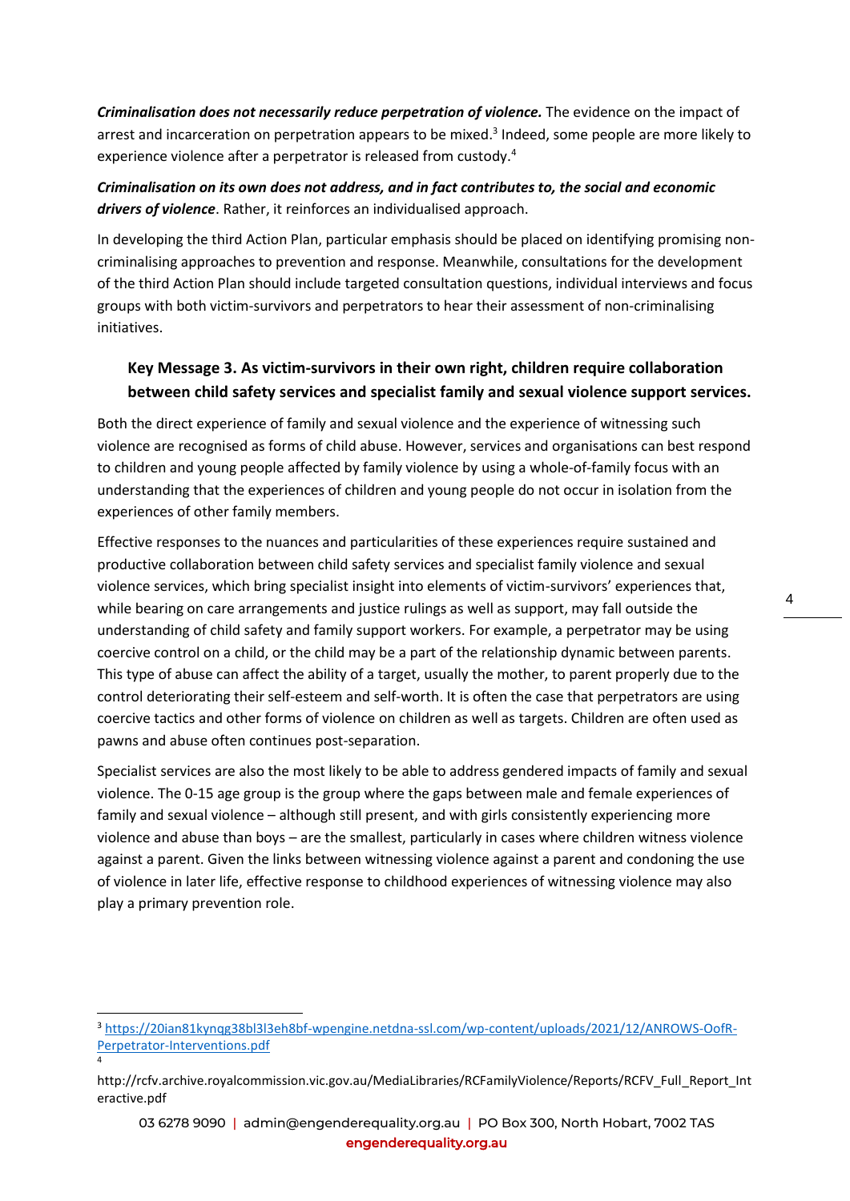***Criminalisation does not necessarily reduce perpetration of violence.*** The evidence on the impact of arrest and incarceration on perpetration appears to be mixed.[3] Indeed, some people are more likely to experience violence after a perpetrator is released from custody.[4]

***Criminalisation on its own does not address, and in fact contributes to, the social and economic drivers of violence***. Rather, it reinforces an individualised approach.

In developing the third Action Plan, particular emphasis should be placed on identifying promising non-criminalising approaches to prevention and response. Meanwhile, consultations for the development of the third Action Plan should include targeted consultation questions, individual interviews and focus groups with both victim-survivors and perpetrators to hear their assessment of non-criminalising initiatives.

### Key Message 3. As victim-survivors in their own right, children require collaboration between child safety services and specialist family and sexual violence support services.

Both the direct experience of family and sexual violence and the experience of witnessing such violence are recognised as forms of child abuse. However, services and organisations can best respond to children and young people affected by family violence by using a whole-of-family focus with an understanding that the experiences of children and young people do not occur in isolation from the experiences of other family members.

Effective responses to the nuances and particularities of these experiences require sustained and productive collaboration between child safety services and specialist family violence and sexual violence services, which bring specialist insight into elements of victim-survivors' experiences that, while bearing on care arrangements and justice rulings as well as support, may fall outside the understanding of child safety and family support workers. For example, a perpetrator may be using coercive control on a child, or the child may be a part of the relationship dynamic between parents. This type of abuse can affect the ability of a target, usually the mother, to parent properly due to the control deteriorating their self-esteem and self-worth. It is often the case that perpetrators are using coercive tactics and other forms of violence on children as well as targets. Children are often used as pawns and abuse often continues post-separation.

Specialist services are also the most likely to be able to address gendered impacts of family and sexual violence. The 0-15 age group is the group where the gaps between male and female experiences of family and sexual violence – although still present, and with girls consistently experiencing more violence and abuse than boys – are the smallest, particularly in cases where children witness violence against a parent. Given the links between witnessing violence against a parent and condoning the use of violence in later life, effective response to childhood experiences of witnessing violence may also play a primary prevention role.

---

[3] https://20ian81kynqg38bl3l3eh8bf-wpengine.netdna-ssl.com/wp-content/uploads/2021/12/ANROWS-OofR-Perpetrator-Interventions.pdf

[4] http://rcfv.archive.royalcommission.vic.gov.au/MediaLibraries/RCFamilyViolence/Reports/RCFV_Full_Report_Interactive.pdf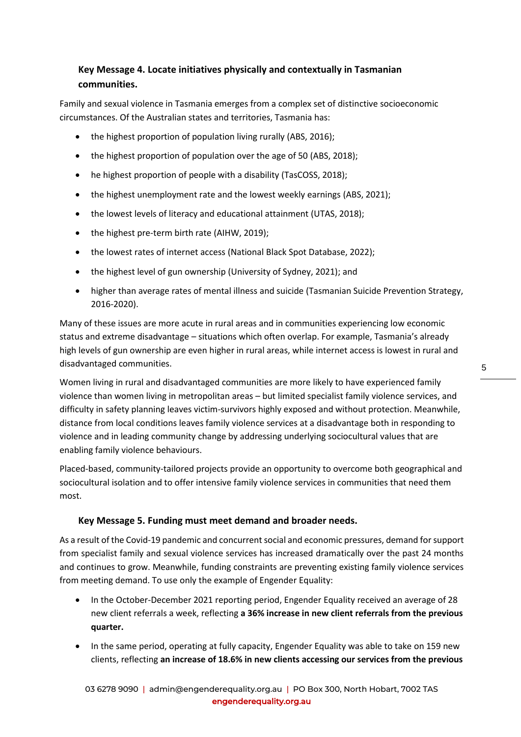### Key Message 4. Locate initiatives physically and contextually in Tasmanian communities.

Family and sexual violence in Tasmania emerges from a complex set of distinctive socioeconomic circumstances. Of the Australian states and territories, Tasmania has:

- the highest proportion of population living rurally (ABS, 2016);
- the highest proportion of population over the age of 50 (ABS, 2018);
- he highest proportion of people with a disability (TasCOSS, 2018);
- the highest unemployment rate and the lowest weekly earnings (ABS, 2021);
- the lowest levels of literacy and educational attainment (UTAS, 2018);
- the highest pre-term birth rate (AIHW, 2019);
- the lowest rates of internet access (National Black Spot Database, 2022);
- the highest level of gun ownership (University of Sydney, 2021); and
- higher than average rates of mental illness and suicide (Tasmanian Suicide Prevention Strategy, 2016-2020).

Many of these issues are more acute in rural areas and in communities experiencing low economic status and extreme disadvantage – situations which often overlap. For example, Tasmania's already high levels of gun ownership are even higher in rural areas, while internet access is lowest in rural and disadvantaged communities.

Women living in rural and disadvantaged communities are more likely to have experienced family violence than women living in metropolitan areas – but limited specialist family violence services, and difficulty in safety planning leaves victim-survivors highly exposed and without protection. Meanwhile, distance from local conditions leaves family violence services at a disadvantage both in responding to violence and in leading community change by addressing underlying sociocultural values that are enabling family violence behaviours.

Placed-based, community-tailored projects provide an opportunity to overcome both geographical and sociocultural isolation and to offer intensive family violence services in communities that need them most.

### Key Message 5. Funding must meet demand and broader needs.

As a result of the Covid-19 pandemic and concurrent social and economic pressures, demand for support from specialist family and sexual violence services has increased dramatically over the past 24 months and continues to grow. Meanwhile, funding constraints are preventing existing family violence services from meeting demand. To use only the example of Engender Equality:

- In the October-December 2021 reporting period, Engender Equality received an average of 28 new client referrals a week, reflecting **a 36% increase in new client referrals from the previous quarter.**
- In the same period, operating at fully capacity, Engender Equality was able to take on 159 new clients, reflecting **an increase of 18.6% in new clients accessing our services from the previous**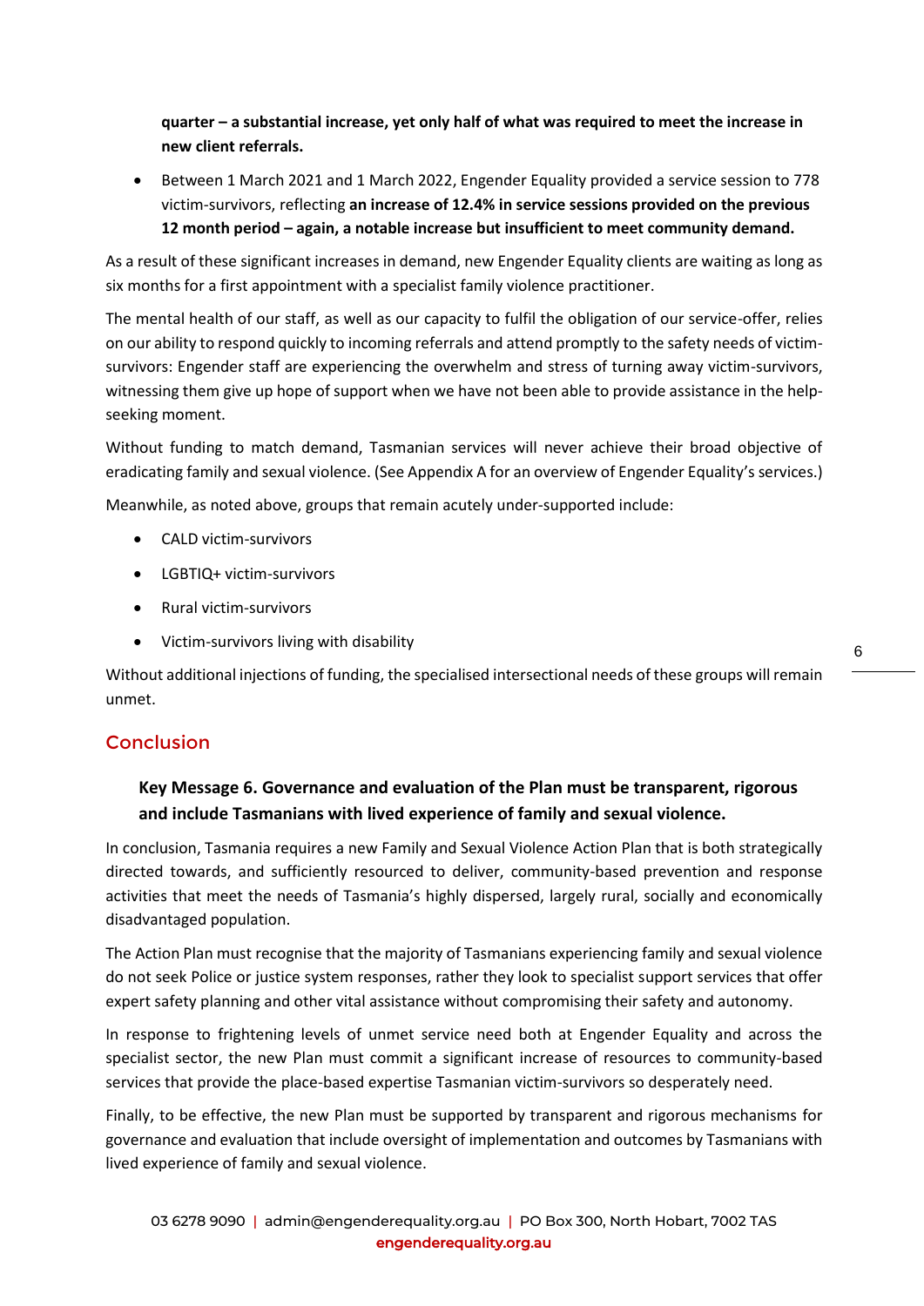**quarter – a substantial increase, yet only half of what was required to meet the increase in new client referrals.**

- Between 1 March 2021 and 1 March 2022, Engender Equality provided a service session to 778 victim-survivors, reflecting **an increase of 12.4% in service sessions provided on the previous 12 month period – again, a notable increase but insufficient to meet community demand.**

As a result of these significant increases in demand, new Engender Equality clients are waiting as long as six months for a first appointment with a specialist family violence practitioner.

The mental health of our staff, as well as our capacity to fulfil the obligation of our service-offer, relies on our ability to respond quickly to incoming referrals and attend promptly to the safety needs of victim-survivors: Engender staff are experiencing the overwhelm and stress of turning away victim-survivors, witnessing them give up hope of support when we have not been able to provide assistance in the help-seeking moment.

Without funding to match demand, Tasmanian services will never achieve their broad objective of eradicating family and sexual violence. (See Appendix A for an overview of Engender Equality's services.)

Meanwhile, as noted above, groups that remain acutely under-supported include:

- CALD victim-survivors
- LGBTIQ+ victim-survivors
- Rural victim-survivors
- Victim-survivors living with disability

Without additional injections of funding, the specialised intersectional needs of these groups will remain unmet.

## Conclusion

### Key Message 6. Governance and evaluation of the Plan must be transparent, rigorous and include Tasmanians with lived experience of family and sexual violence.

In conclusion, Tasmania requires a new Family and Sexual Violence Action Plan that is both strategically directed towards, and sufficiently resourced to deliver, community-based prevention and response activities that meet the needs of Tasmania's highly dispersed, largely rural, socially and economically disadvantaged population.

The Action Plan must recognise that the majority of Tasmanians experiencing family and sexual violence do not seek Police or justice system responses, rather they look to specialist support services that offer expert safety planning and other vital assistance without compromising their safety and autonomy.

In response to frightening levels of unmet service need both at Engender Equality and across the specialist sector, the new Plan must commit a significant increase of resources to community-based services that provide the place-based expertise Tasmanian victim-survivors so desperately need.

Finally, to be effective, the new Plan must be supported by transparent and rigorous mechanisms for governance and evaluation that include oversight of implementation and outcomes by Tasmanians with lived experience of family and sexual violence.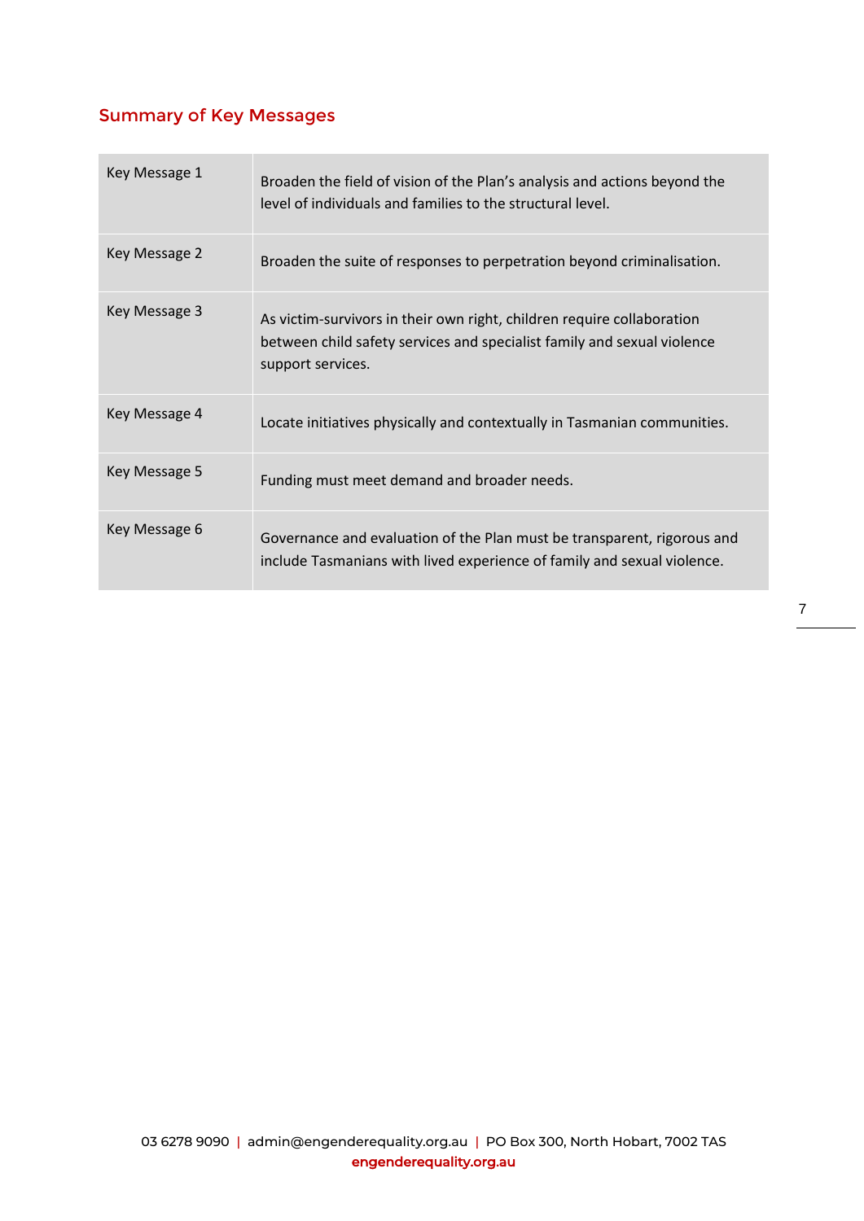## Summary of Key Messages

| | |
|---|---|
| Key Message 1 | Broaden the field of vision of the Plan's analysis and actions beyond the level of individuals and families to the structural level. |
| Key Message 2 | Broaden the suite of responses to perpetration beyond criminalisation. |
| Key Message 3 | As victim-survivors in their own right, children require collaboration between child safety services and specialist family and sexual violence support services. |
| Key Message 4 | Locate initiatives physically and contextually in Tasmanian communities. |
| Key Message 5 | Funding must meet demand and broader needs. |
| Key Message 6 | Governance and evaluation of the Plan must be transparent, rigorous and include Tasmanians with lived experience of family and sexual violence. |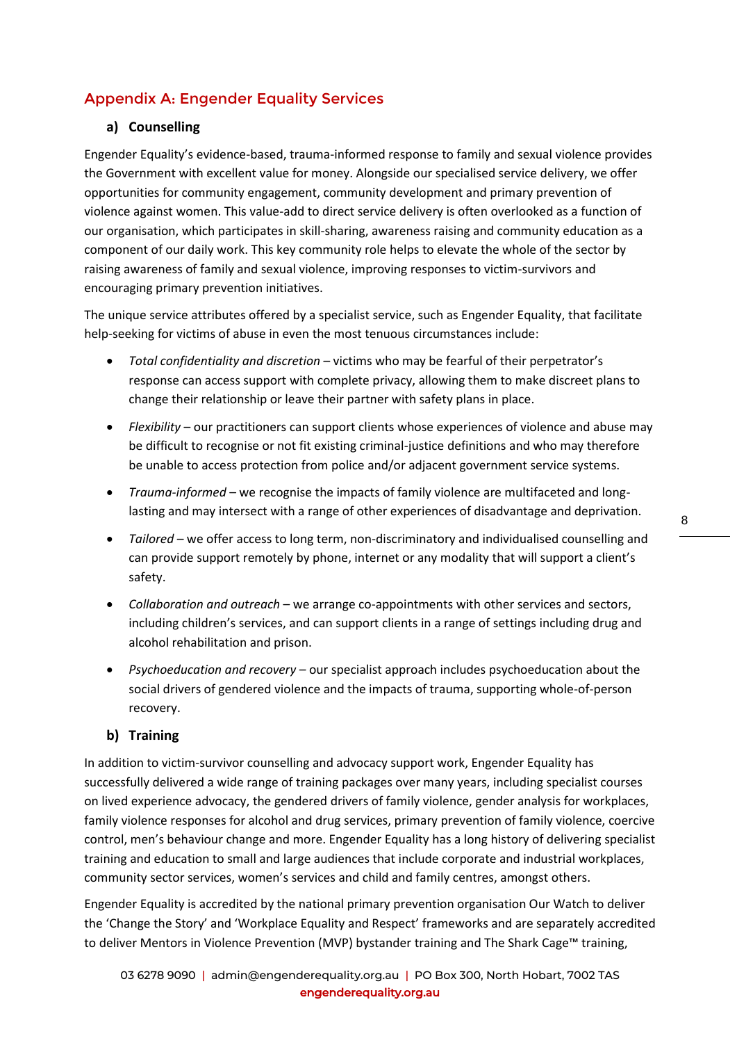## Appendix A: Engender Equality Services

### a) Counselling

Engender Equality's evidence-based, trauma-informed response to family and sexual violence provides the Government with excellent value for money. Alongside our specialised service delivery, we offer opportunities for community engagement, community development and primary prevention of violence against women. This value-add to direct service delivery is often overlooked as a function of our organisation, which participates in skill-sharing, awareness raising and community education as a component of our daily work. This key community role helps to elevate the whole of the sector by raising awareness of family and sexual violence, improving responses to victim-survivors and encouraging primary prevention initiatives.

The unique service attributes offered by a specialist service, such as Engender Equality, that facilitate help-seeking for victims of abuse in even the most tenuous circumstances include:

- *Total confidentiality and discretion* – victims who may be fearful of their perpetrator's response can access support with complete privacy, allowing them to make discreet plans to change their relationship or leave their partner with safety plans in place.
- *Flexibility* – our practitioners can support clients whose experiences of violence and abuse may be difficult to recognise or not fit existing criminal-justice definitions and who may therefore be unable to access protection from police and/or adjacent government service systems.
- *Trauma-informed* – we recognise the impacts of family violence are multifaceted and long-lasting and may intersect with a range of other experiences of disadvantage and deprivation.
- *Tailored* – we offer access to long term, non-discriminatory and individualised counselling and can provide support remotely by phone, internet or any modality that will support a client's safety.
- *Collaboration and outreach* – we arrange co-appointments with other services and sectors, including children's services, and can support clients in a range of settings including drug and alcohol rehabilitation and prison.
- *Psychoeducation and recovery* – our specialist approach includes psychoeducation about the social drivers of gendered violence and the impacts of trauma, supporting whole-of-person recovery.

### b) Training

In addition to victim-survivor counselling and advocacy support work, Engender Equality has successfully delivered a wide range of training packages over many years, including specialist courses on lived experience advocacy, the gendered drivers of family violence, gender analysis for workplaces, family violence responses for alcohol and drug services, primary prevention of family violence, coercive control, men's behaviour change and more. Engender Equality has a long history of delivering specialist training and education to small and large audiences that include corporate and industrial workplaces, community sector services, women's services and child and family centres, amongst others.

Engender Equality is accredited by the national primary prevention organisation Our Watch to deliver the 'Change the Story' and 'Workplace Equality and Respect' frameworks and are separately accredited to deliver Mentors in Violence Prevention (MVP) bystander training and The Shark Cage™ training,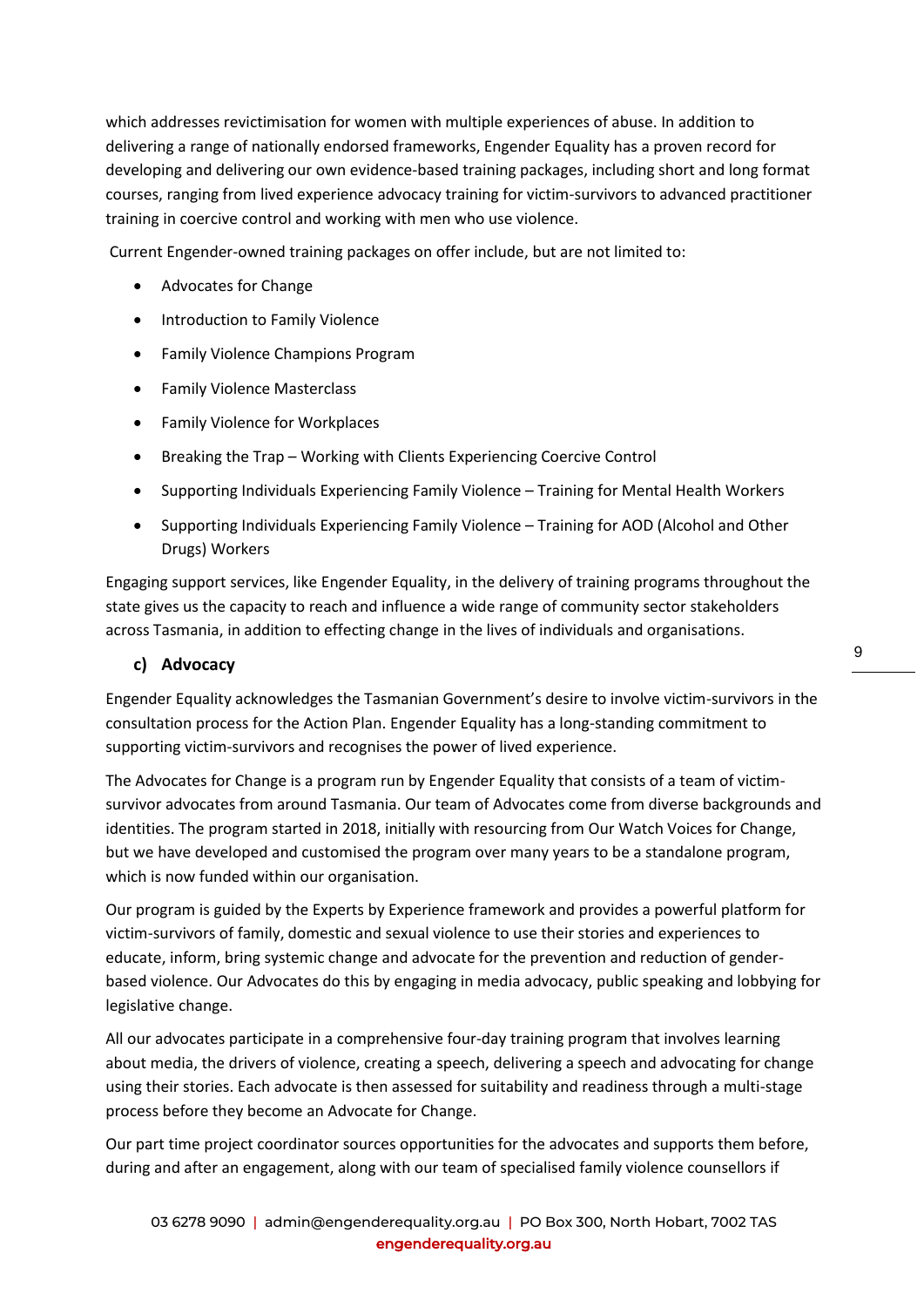which addresses revictimisation for women with multiple experiences of abuse. In addition to delivering a range of nationally endorsed frameworks, Engender Equality has a proven record for developing and delivering our own evidence-based training packages, including short and long format courses, ranging from lived experience advocacy training for victim-survivors to advanced practitioner training in coercive control and working with men who use violence.

Current Engender-owned training packages on offer include, but are not limited to:

- Advocates for Change
- Introduction to Family Violence
- Family Violence Champions Program
- Family Violence Masterclass
- Family Violence for Workplaces
- Breaking the Trap – Working with Clients Experiencing Coercive Control
- Supporting Individuals Experiencing Family Violence – Training for Mental Health Workers
- Supporting Individuals Experiencing Family Violence – Training for AOD (Alcohol and Other Drugs) Workers

Engaging support services, like Engender Equality, in the delivery of training programs throughout the state gives us the capacity to reach and influence a wide range of community sector stakeholders across Tasmania, in addition to effecting change in the lives of individuals and organisations.

### c) Advocacy

Engender Equality acknowledges the Tasmanian Government's desire to involve victim-survivors in the consultation process for the Action Plan. Engender Equality has a long-standing commitment to supporting victim-survivors and recognises the power of lived experience.

The Advocates for Change is a program run by Engender Equality that consists of a team of victim-survivor advocates from around Tasmania. Our team of Advocates come from diverse backgrounds and identities. The program started in 2018, initially with resourcing from Our Watch Voices for Change, but we have developed and customised the program over many years to be a standalone program, which is now funded within our organisation.

Our program is guided by the Experts by Experience framework and provides a powerful platform for victim-survivors of family, domestic and sexual violence to use their stories and experiences to educate, inform, bring systemic change and advocate for the prevention and reduction of gender-based violence. Our Advocates do this by engaging in media advocacy, public speaking and lobbying for legislative change.

All our advocates participate in a comprehensive four-day training program that involves learning about media, the drivers of violence, creating a speech, delivering a speech and advocating for change using their stories. Each advocate is then assessed for suitability and readiness through a multi-stage process before they become an Advocate for Change.

Our part time project coordinator sources opportunities for the advocates and supports them before, during and after an engagement, along with our team of specialised family violence counsellors if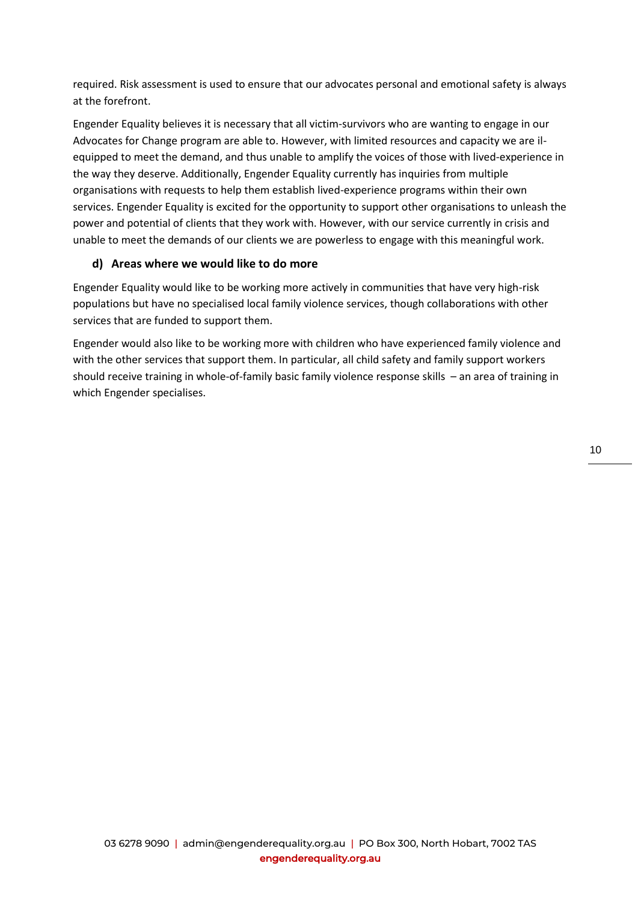required. Risk assessment is used to ensure that our advocates personal and emotional safety is always at the forefront.

Engender Equality believes it is necessary that all victim-survivors who are wanting to engage in our Advocates for Change program are able to. However, with limited resources and capacity we are il-equipped to meet the demand, and thus unable to amplify the voices of those with lived-experience in the way they deserve. Additionally, Engender Equality currently has inquiries from multiple organisations with requests to help them establish lived-experience programs within their own services. Engender Equality is excited for the opportunity to support other organisations to unleash the power and potential of clients that they work with. However, with our service currently in crisis and unable to meet the demands of our clients we are powerless to engage with this meaningful work.

### d) Areas where we would like to do more

Engender Equality would like to be working more actively in communities that have very high-risk populations but have no specialised local family violence services, though collaborations with other services that are funded to support them.

Engender would also like to be working more with children who have experienced family violence and with the other services that support them. In particular, all child safety and family support workers should receive training in whole-of-family basic family violence response skills – an area of training in which Engender specialises.